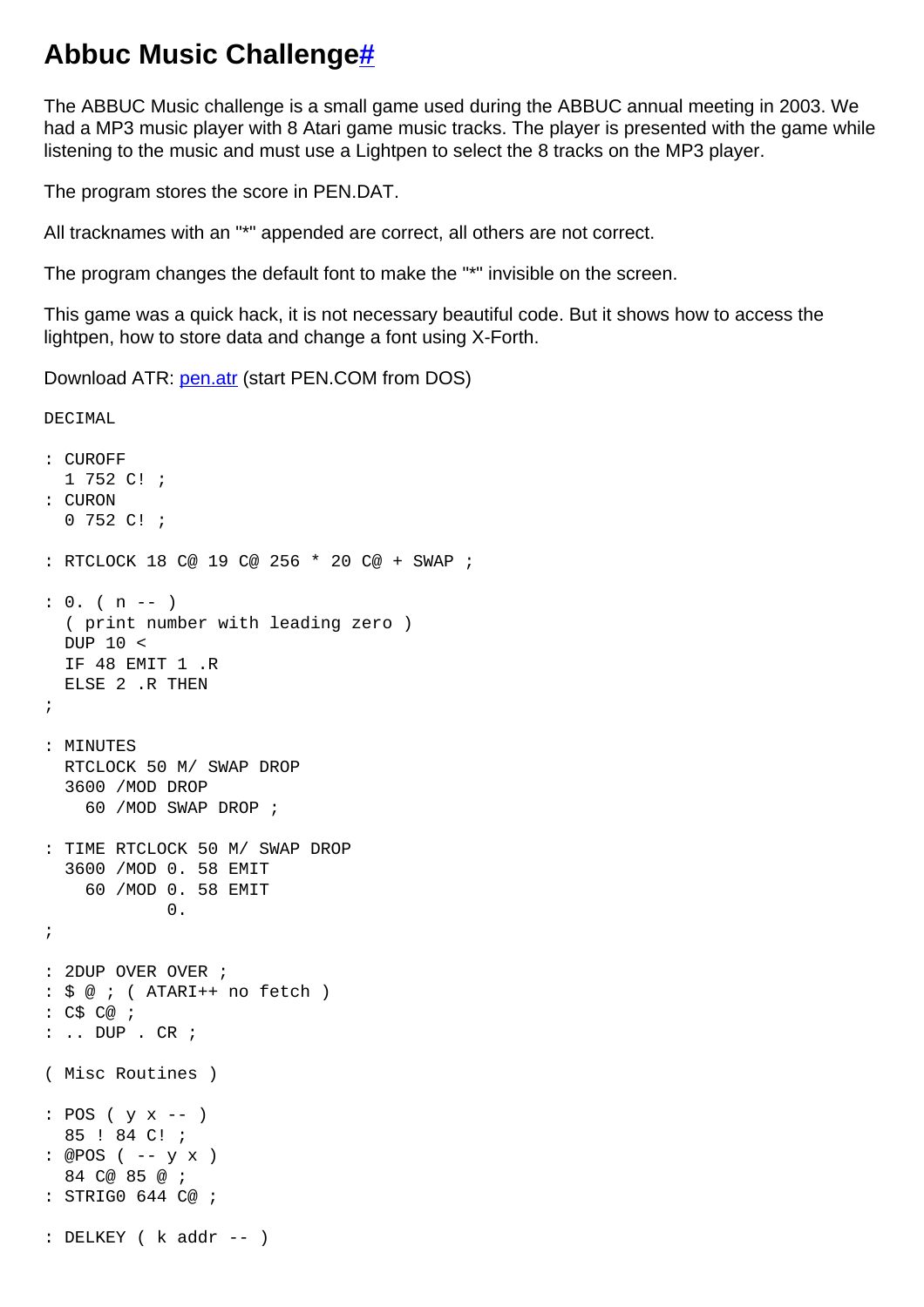# Abbuc Music Challenge[#](#)

The ABBUC Music challenge is a small game used during the ABBUC annual meeting in 2003. We had a MP3 music player with 8 Atari game music tracks. The player is presented with the game while listening to the music and must use a Lightpen to select the 8 tracks on the MP3 player.

The program stores the score in PEN.DAT.

All tracknames with an "*" appended are correct, all others are not correct.

The program changes the default font to make the "*" invisible on the screen.

This game was a quick hack, it is not necessary beautiful code. But it shows how to access the lightpen, how to store data and change a font using X-Forth.

Download ATR: [pen.atr](pen.atr) (start PEN.COM from DOS)

```
DECIMAL

: CUROFF
  1 752 C! ;
: CURON
  0 752 C! ;

: RTCLOCK 18 C@ 19 C@ 256 * 20 C@ + SWAP ;

: 0. ( n -- )
  ( print number with leading zero )
  DUP 10 <
  IF 48 EMIT 1 .R
  ELSE 2 .R THEN
;

: MINUTES
  RTCLOCK 50 M/ SWAP DROP
  3600 /MOD DROP
    60 /MOD SWAP DROP ;

: TIME RTCLOCK 50 M/ SWAP DROP
  3600 /MOD 0. 58 EMIT
    60 /MOD 0. 58 EMIT
            0.
;

: 2DUP OVER OVER ;
: $ @ ; ( ATARI++ no fetch )
: C$ C@ ;
: .. DUP . CR ;

( Misc Routines )

: POS ( y x -- )
  85 ! 84 C! ;
: @POS ( -- y x )
  84 C@ 85 @ ;
: STRIG0 644 C@ ;

: DELKEY ( k addr -- )
```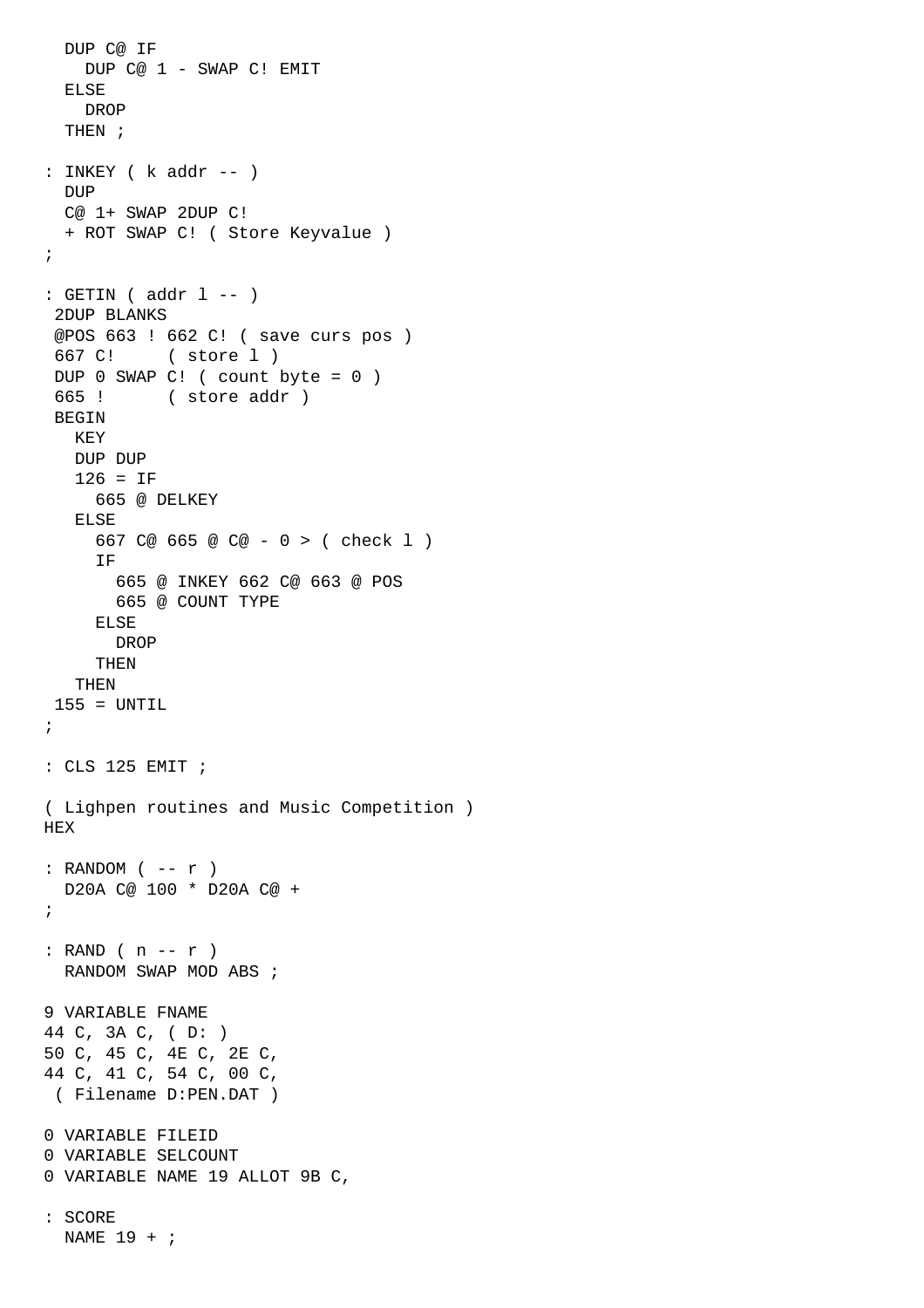```
  DUP C@ IF
    DUP C@ 1 - SWAP C! EMIT
  ELSE
    DROP
  THEN ;

: INKEY ( k addr -- )
  DUP
  C@ 1+ SWAP 2DUP C!
  + ROT SWAP C! ( Store Keyvalue )
;

: GETIN ( addr l -- )
 2DUP BLANKS
 @POS 663 ! 662 C! ( save curs pos )
 667 C!     ( store l )
 DUP 0 SWAP C! ( count byte = 0 )
 665 !      ( store addr )
 BEGIN
   KEY
   DUP DUP
   126 = IF
     665 @ DELKEY
   ELSE
     667 C@ 665 @ C@ - 0 > ( check l )
     IF
       665 @ INKEY 662 C@ 663 @ POS
       665 @ COUNT TYPE
     ELSE
       DROP
     THEN
   THEN
 155 = UNTIL
;

: CLS 125 EMIT ;

( Lighpen routines and Music Competition )
HEX

: RANDOM ( -- r )
  D20A C@ 100 * D20A C@ +
;

: RAND ( n -- r )
  RANDOM SWAP MOD ABS ;

9 VARIABLE FNAME
44 C, 3A C, ( D: )
50 C, 45 C, 4E C, 2E C,
44 C, 41 C, 54 C, 00 C,
 ( Filename D:PEN.DAT )

0 VARIABLE FILEID
0 VARIABLE SELCOUNT
0 VARIABLE NAME 19 ALLOT 9B C,

: SCORE
  NAME 19 + ;
```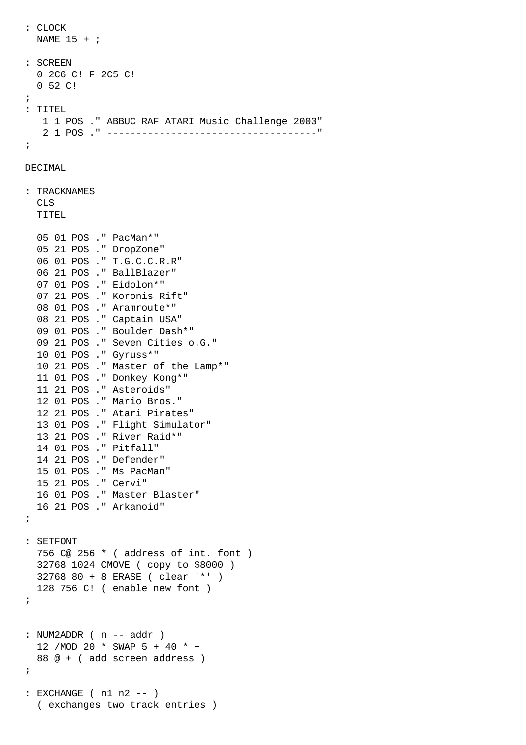```
: CLOCK
  NAME 15 + ;

: SCREEN
  0 2C6 C! F 2C5 C!
  0 52 C!
;
: TITEL
   1 1 POS ." ABBUC RAF ATARI Music Challenge 2003"
   2 1 POS ." -----------------------------------"
;

DECIMAL

: TRACKNAMES
  CLS
  TITEL

  05 01 POS ." PacMan*"
  05 21 POS ." DropZone"
  06 01 POS ." T.G.C.C.R.R"
  06 21 POS ." BallBlazer"
  07 01 POS ." Eidolon*"
  07 21 POS ." Koronis Rift"
  08 01 POS ." Aramroute*"
  08 21 POS ." Captain USA"
  09 01 POS ." Boulder Dash*"
  09 21 POS ." Seven Cities o.G."
  10 01 POS ." Gyruss*"
  10 21 POS ." Master of the Lamp*"
  11 01 POS ." Donkey Kong*"
  11 21 POS ." Asteroids"
  12 01 POS ." Mario Bros."
  12 21 POS ." Atari Pirates"
  13 01 POS ." Flight Simulator"
  13 21 POS ." River Raid*"
  14 01 POS ." Pitfall"
  14 21 POS ." Defender"
  15 01 POS ." Ms PacMan"
  15 21 POS ." Cervi"
  16 01 POS ." Master Blaster"
  16 21 POS ." Arkanoid"
;

: SETFONT
  756 C@ 256 * ( address of int. font )
  32768 1024 CMOVE ( copy to $8000 )
  32768 80 + 8 ERASE ( clear '*' )
  128 756 C! ( enable new font )
;


: NUM2ADDR ( n -- addr )
  12 /MOD 20 * SWAP 5 + 40 * +
  88 @ + ( add screen address )
;

: EXCHANGE ( n1 n2 -- )
  ( exchanges two track entries )
```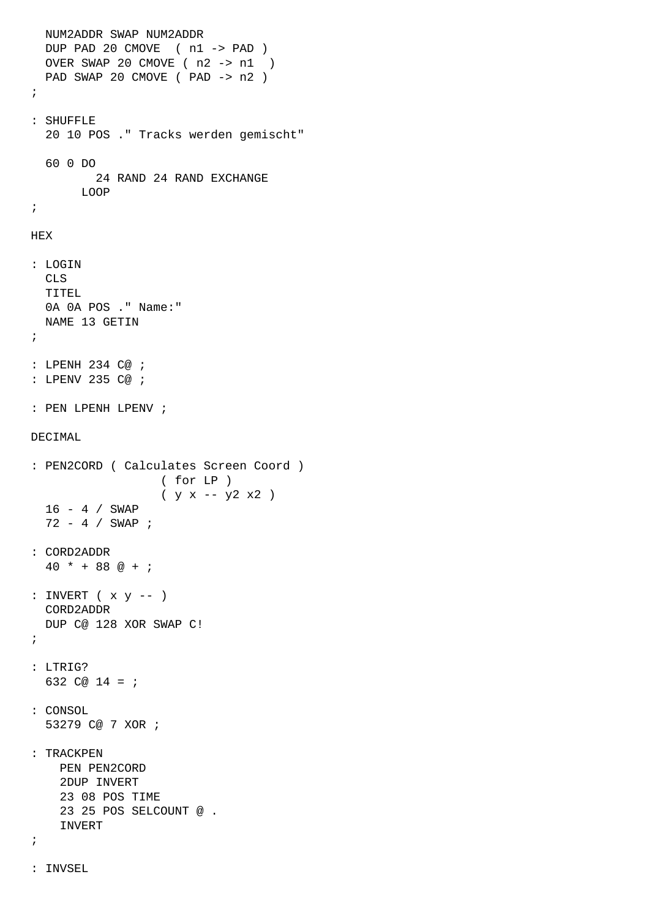```
  NUM2ADDR SWAP NUM2ADDR
  DUP PAD 20 CMOVE  ( n1 -> PAD )
  OVER SWAP 20 CMOVE ( n2 -> n1  )
  PAD SWAP 20 CMOVE ( PAD -> n2 )
;

: SHUFFLE
  20 10 POS ." Tracks werden gemischt"

  60 0 DO
         24 RAND 24 RAND EXCHANGE
       LOOP
;

HEX

: LOGIN
  CLS
  TITEL
  0A 0A POS ." Name:"
  NAME 13 GETIN
;

: LPENH 234 C@ ;
: LPENV 235 C@ ;

: PEN LPENH LPENV ;

DECIMAL

: PEN2CORD ( Calculates Screen Coord )
                  ( for LP )
                  ( y x -- y2 x2 )
  16 - 4 / SWAP
  72 - 4 / SWAP ;

: CORD2ADDR
  40 * + 88 @ + ;

: INVERT ( x y -- )
  CORD2ADDR
  DUP C@ 128 XOR SWAP C!
;

: LTRIG?
  632 C@ 14 = ;

: CONSOL
  53279 C@ 7 XOR ;

: TRACKPEN
    PEN PEN2CORD
    2DUP INVERT
    23 08 POS TIME
    23 25 POS SELCOUNT @ .
    INVERT
;

: INVSEL
```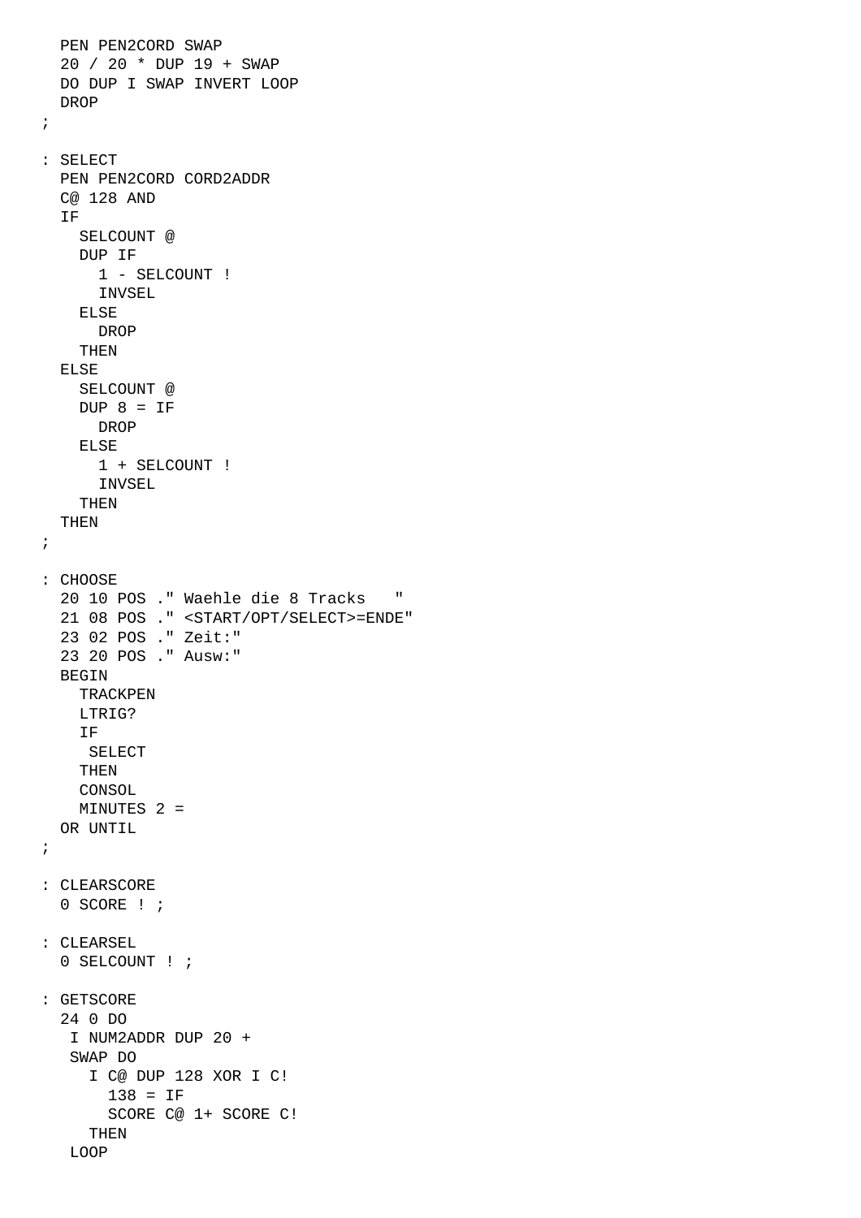```
  PEN PEN2CORD SWAP
  20 / 20 * DUP 19 + SWAP
  DO DUP I SWAP INVERT LOOP
  DROP
;

: SELECT
  PEN PEN2CORD CORD2ADDR
  C@ 128 AND
  IF
    SELCOUNT @
    DUP IF
      1 - SELCOUNT !
      INVSEL
    ELSE
      DROP
    THEN
  ELSE
    SELCOUNT @
    DUP 8 = IF
      DROP
    ELSE
      1 + SELCOUNT !
      INVSEL
    THEN
  THEN
;

: CHOOSE
  20 10 POS ." Waehle die 8 Tracks   "
  21 08 POS ." <START/OPT/SELECT>=ENDE"
  23 02 POS ." Zeit:"
  23 20 POS ." Ausw:"
  BEGIN
    TRACKPEN
    LTRIG?
    IF
     SELECT
    THEN
    CONSOL
    MINUTES 2 =
  OR UNTIL
;

: CLEARSCORE
  0 SCORE ! ;

: CLEARSEL
  0 SELCOUNT ! ;

: GETSCORE
  24 0 DO
   I NUM2ADDR DUP 20 +
   SWAP DO
     I C@ DUP 128 XOR I C!
       138 = IF
       SCORE C@ 1+ SCORE C!
     THEN
   LOOP
```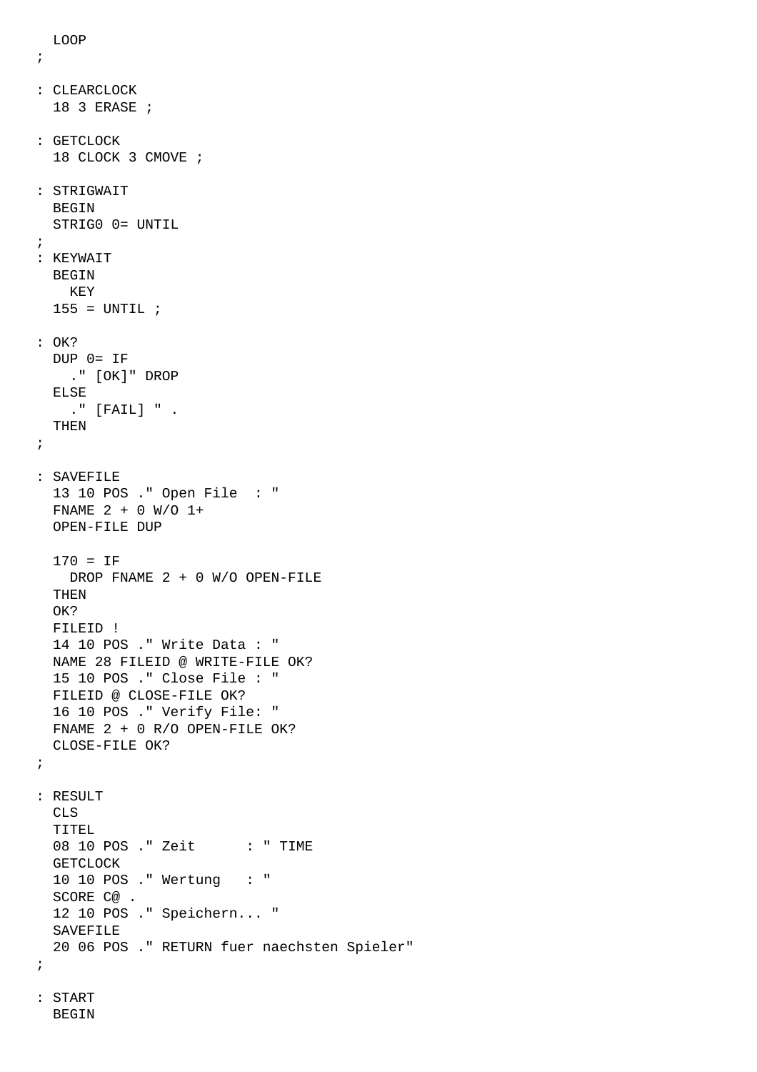```
  LOOP
;

: CLEARCLOCK
  18 3 ERASE ;

: GETCLOCK
  18 CLOCK 3 CMOVE ;

: STRIGWAIT
  BEGIN
  STRIG0 0= UNTIL
;
: KEYWAIT
  BEGIN
    KEY
  155 = UNTIL ;

: OK?
  DUP 0= IF
    ." [OK]" DROP
  ELSE
    ." [FAIL] " .
  THEN
;

: SAVEFILE
  13 10 POS ." Open File  : "
  FNAME 2 + 0 W/O 1+
  OPEN-FILE DUP

  170 = IF
    DROP FNAME 2 + 0 W/O OPEN-FILE
  THEN
  OK?
  FILEID !
  14 10 POS ." Write Data : "
  NAME 28 FILEID @ WRITE-FILE OK?
  15 10 POS ." Close File : "
  FILEID @ CLOSE-FILE OK?
  16 10 POS ." Verify File: "
  FNAME 2 + 0 R/O OPEN-FILE OK?
  CLOSE-FILE OK?
;

: RESULT
  CLS
  TITEL
  08 10 POS ." Zeit      : " TIME
  GETCLOCK
  10 10 POS ." Wertung   : "
  SCORE C@ .
  12 10 POS ." Speichern... "
  SAVEFILE
  20 06 POS ." RETURN fuer naechsten Spieler"
;

: START
  BEGIN
```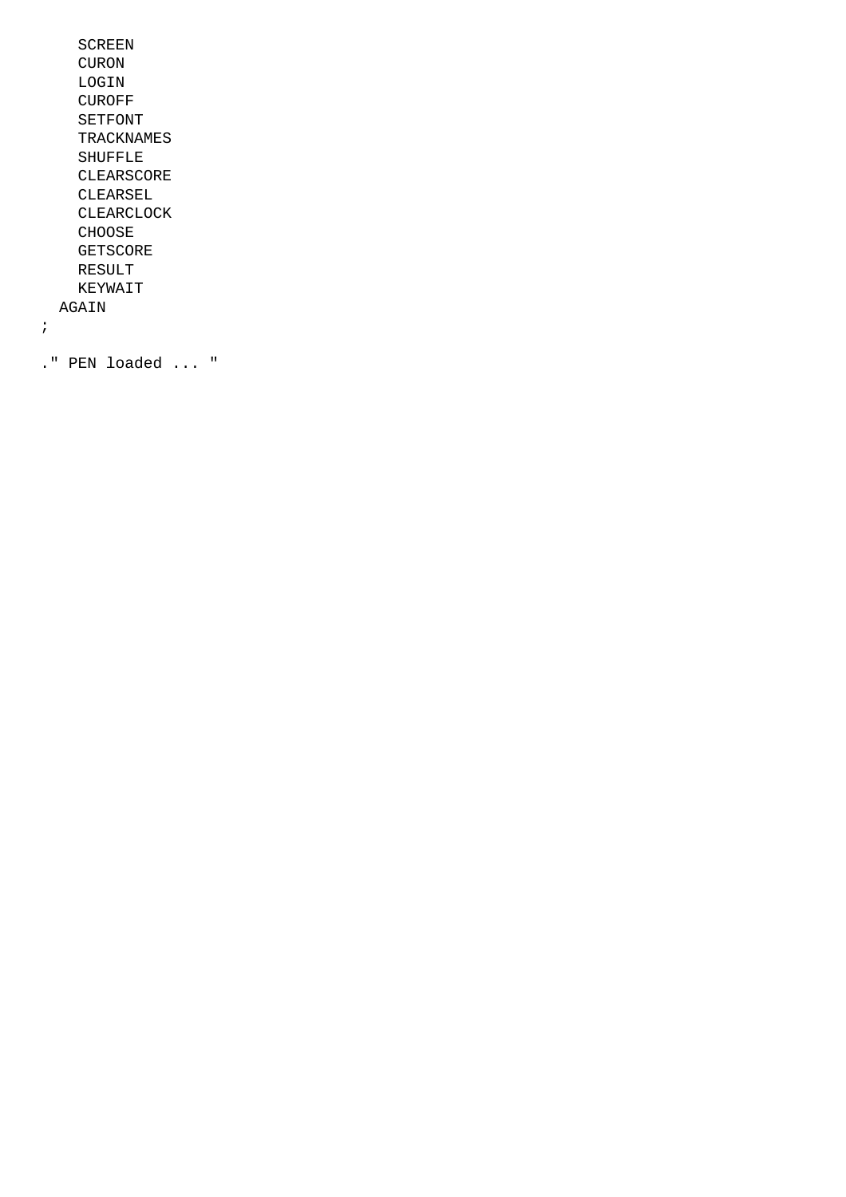```
    SCREEN
    CURON
    LOGIN
    CUROFF
    SETFONT
    TRACKNAMES
    SHUFFLE
    CLEARSCORE
    CLEARSEL
    CLEARCLOCK
    CHOOSE
    GETSCORE
    RESULT
    KEYWAIT
  AGAIN
;

." PEN loaded ... "
```